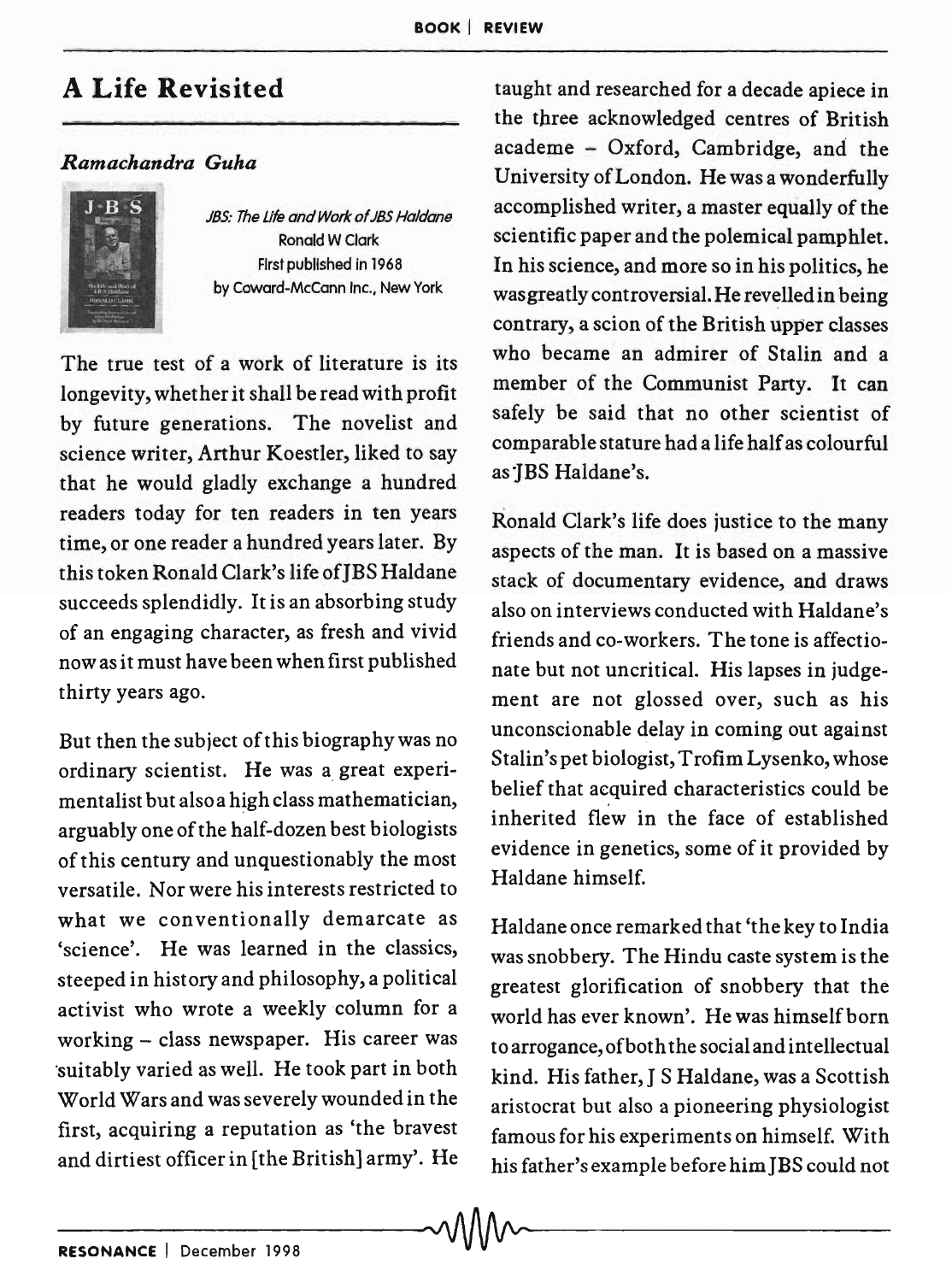# A Life Revisited

*Ramachandra Guha*

*JBS: The Life and Work of JBS Haldane*
Ronald W Clark
First published in 1968
by Coward-McCann Inc., New York

The true test of a work of literature is its longevity, whether it shall be read with profit by future generations. The novelist and science writer, Arthur Koestler, liked to say that he would gladly exchange a hundred readers today for ten readers in ten years time, or one reader a hundred years later. By this token Ronald Clark's life of JBS Haldane succeeds splendidly. It is an absorbing study of an engaging character, as fresh and vivid now as it must have been when first published thirty years ago.

But then the subject of this biography was no ordinary scientist. He was a great experimentalist but also a high class mathematician, arguably one of the half-dozen best biologists of this century and unquestionably the most versatile. Nor were his interests restricted to what we conventionally demarcate as 'science'. He was learned in the classics, steeped in history and philosophy, a political activist who wrote a weekly column for a working – class newspaper. His career was suitably varied as well. He took part in both World Wars and was severely wounded in the first, acquiring a reputation as 'the bravest and dirtiest officer in [the British] army'. He taught and researched for a decade apiece in the three acknowledged centres of British academe – Oxford, Cambridge, and the University of London. He was a wonderfully accomplished writer, a master equally of the scientific paper and the polemical pamphlet. In his science, and more so in his politics, he was greatly controversial. He revelled in being contrary, a scion of the British upper classes who became an admirer of Stalin and a member of the Communist Party. It can safely be said that no other scientist of comparable stature had a life half as colourful as JBS Haldane's.

Ronald Clark's life does justice to the many aspects of the man. It is based on a massive stack of documentary evidence, and draws also on interviews conducted with Haldane's friends and co-workers. The tone is affectionate but not uncritical. His lapses in judgement are not glossed over, such as his unconscionable delay in coming out against Stalin's pet biologist, Trofim Lysenko, whose belief that acquired characteristics could be inherited flew in the face of established evidence in genetics, some of it provided by Haldane himself.

Haldane once remarked that 'the key to India was snobbery. The Hindu caste system is the greatest glorification of snobbery that the world has ever known'. He was himself born to arrogance, of both the social and intellectual kind. His father, J S Haldane, was a Scottish aristocrat but also a pioneering physiologist famous for his experiments on himself. With his father's example before him JBS could not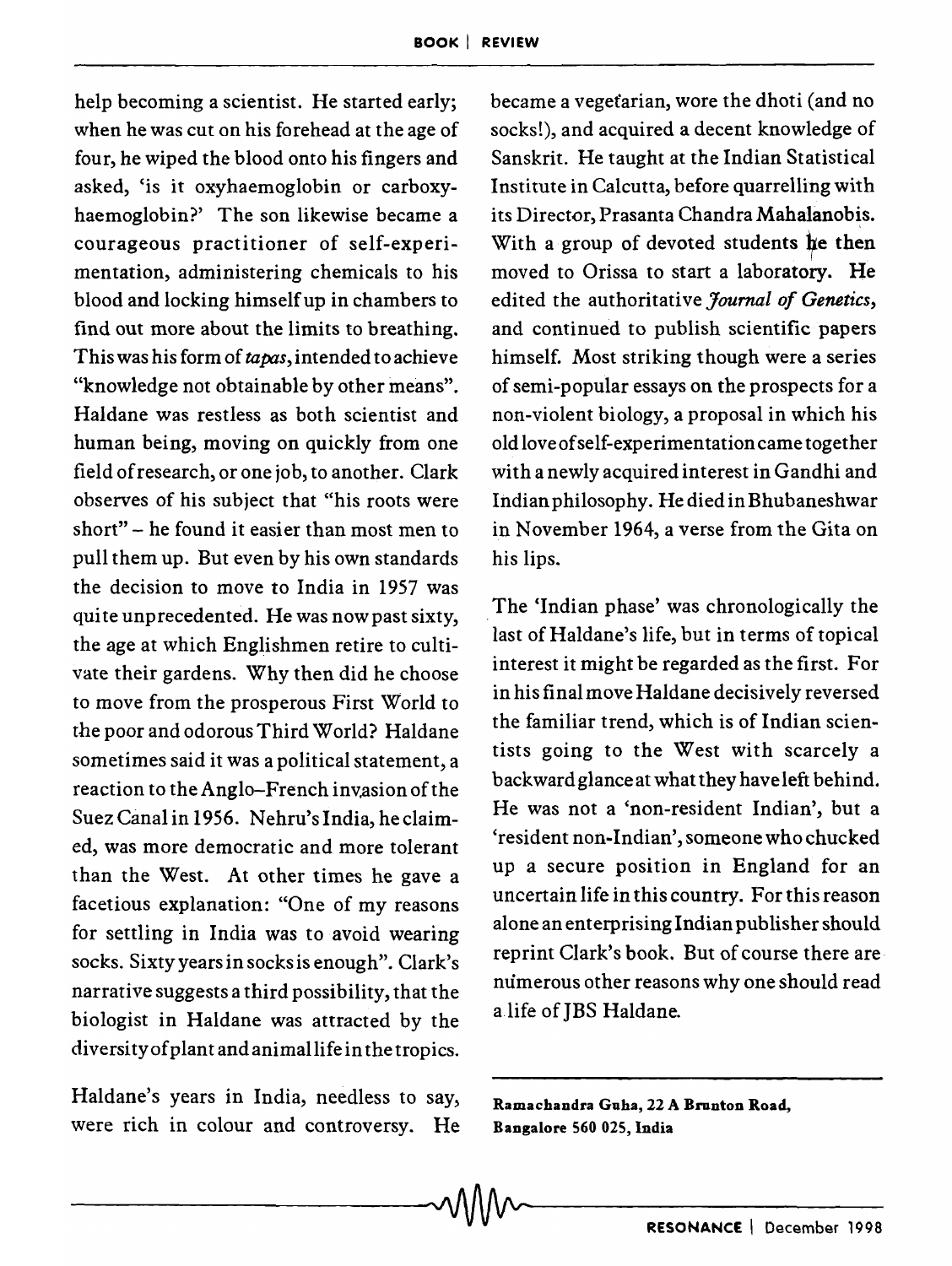help becoming a scientist. He started early; when he was cut on his forehead at the age of four, he wiped the blood onto his fingers and asked, 'is it oxyhaemoglobin or carboxyhaemoglobin?' The son likewise became a courageous practitioner of self-experimentation, administering chemicals to his blood and locking himself up in chambers to find out more about the limits to breathing. This was his form of *tapas*, intended to achieve "knowledge not obtainable by other means". Haldane was restless as both scientist and human being, moving on quickly from one field of research, or one job, to another. Clark observes of his subject that "his roots were short" – he found it easier than most men to pull them up. But even by his own standards the decision to move to India in 1957 was quite unprecedented. He was now past sixty, the age at which Englishmen retire to cultivate their gardens. Why then did he choose to move from the prosperous First World to the poor and odorous Third World? Haldane sometimes said it was a political statement, a reaction to the Anglo–French invasion of the Suez Canal in 1956. Nehru's India, he claimed, was more democratic and more tolerant than the West. At other times he gave a facetious explanation: "One of my reasons for settling in India was to avoid wearing socks. Sixty years in socks is enough". Clark's narrative suggests a third possibility, that the biologist in Haldane was attracted by the diversity of plant and animal life in the tropics.

Haldane's years in India, needless to say, were rich in colour and controversy. He became a vegetarian, wore the dhoti (and no socks!), and acquired a decent knowledge of Sanskrit. He taught at the Indian Statistical Institute in Calcutta, before quarrelling with its Director, Prasanta Chandra Mahalanobis. With a group of devoted students he then moved to Orissa to start a laboratory. He edited the authoritative *Journal of Genetics*, and continued to publish scientific papers himself. Most striking though were a series of semi-popular essays on the prospects for a non-violent biology, a proposal in which his old love of self-experimentation came together with a newly acquired interest in Gandhi and Indian philosophy. He died in Bhubaneshwar in November 1964, a verse from the Gita on his lips.

The 'Indian phase' was chronologically the last of Haldane's life, but in terms of topical interest it might be regarded as the first. For in his final move Haldane decisively reversed the familiar trend, which is of Indian scientists going to the West with scarcely a backward glance at what they have left behind. He was not a 'non-resident Indian', but a 'resident non-Indian', someone who chucked up a secure position in England for an uncertain life in this country. For this reason alone an enterprising Indian publisher should reprint Clark's book. But of course there are numerous other reasons why one should read a life of JBS Haldane.

**Ramachandra Guha, 22 A Brunton Road, Bangalore 560 025, India**